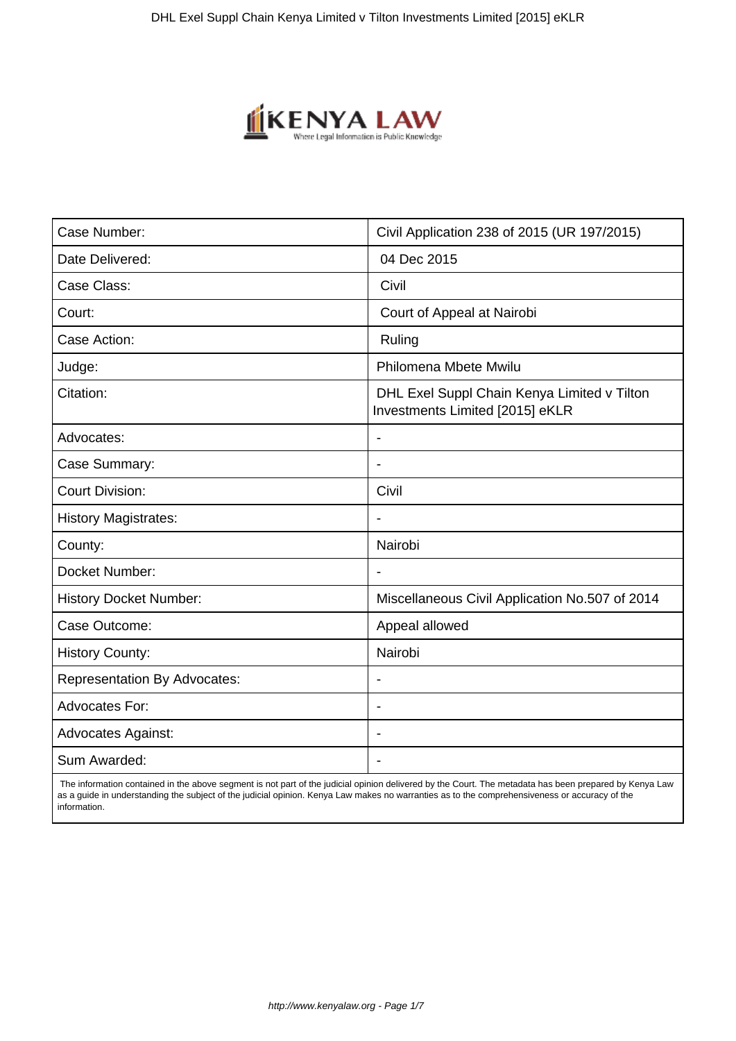| Case Number: | Civil Application 238 of 2015 (UR 197/2015) |
|---|---|
| Date Delivered: | 04 Dec 2015 |
| Case Class: | Civil |
| Court: | Court of Appeal at Nairobi |
| Case Action: | Ruling |
| Judge: | Philomena Mbete Mwilu |
| Citation: | DHL Exel Suppl Chain Kenya Limited v Tilton Investments Limited [2015] eKLR |
| Advocates: | - |
| Case Summary: | - |
| Court Division: | Civil |
| History Magistrates: | - |
| County: | Nairobi |
| Docket Number: | - |
| History Docket Number: | Miscellaneous Civil Application No.507 of 2014 |
| Case Outcome: | Appeal allowed |
| History County: | Nairobi |
| Representation By Advocates: | - |
| Advocates For: | - |
| Advocates Against: | - |
| Sum Awarded: | - |

The information contained in the above segment is not part of the judicial opinion delivered by the Court. The metadata has been prepared by Kenya Law as a guide in understanding the subject of the judicial opinion. Kenya Law makes no warranties as to the comprehensiveness or accuracy of the information.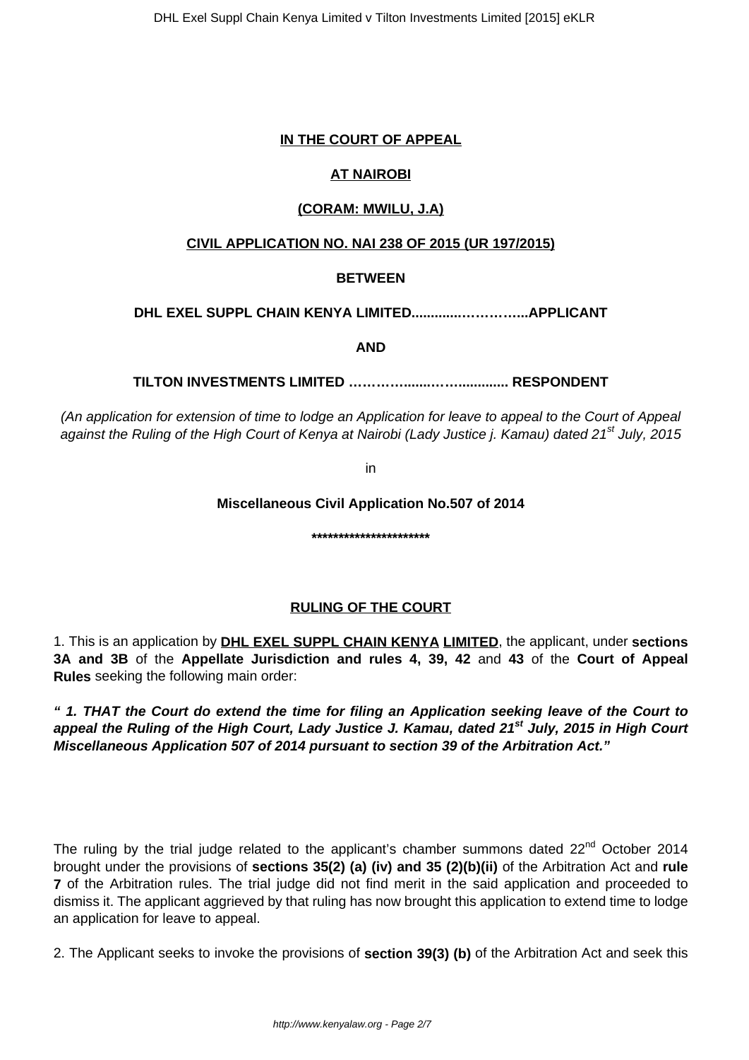**IN THE COURT OF APPEAL**

**AT NAIROBI**

**(CORAM: MWILU, J.A)**

**CIVIL APPLICATION NO. NAI 238 OF 2015 (UR 197/2015)**

**BETWEEN**

**DHL EXEL SUPPL CHAIN KENYA LIMITED............…………...APPLICANT**

**AND**

**TILTON INVESTMENTS LIMITED ……………......…….............. RESPONDENT**

*(An application for extension of time to lodge an Application for leave to appeal to the Court of Appeal against the Ruling of the High Court of Kenya at Nairobi (Lady Justice j. Kamau) dated 21st July, 2015*

in

**Miscellaneous Civil Application No.507 of 2014**

**\*\*\*\*\*\*\*\*\*\*\*\*\*\*\*\*\*\*\*\*\*\***

**RULING OF THE COURT**

1. This is an application by **DHL EXEL SUPPL CHAIN KENYA LIMITED**, the applicant, under **sections 3A and 3B** of the **Appellate Jurisdiction and rules 4, 39, 42** and **43** of the **Court of Appeal Rules** seeking the following main order:

***" 1. THAT the Court do extend the time for filing an Application seeking leave of the Court to appeal the Ruling of the High Court, Lady Justice J. Kamau, dated 21st July, 2015 in High Court Miscellaneous Application 507 of 2014 pursuant to section 39 of the Arbitration Act."***

The ruling by the trial judge related to the applicant's chamber summons dated 22nd October 2014 brought under the provisions of **sections 35(2) (a) (iv) and 35 (2)(b)(ii)** of the Arbitration Act and **rule 7** of the Arbitration rules. The trial judge did not find merit in the said application and proceeded to dismiss it. The applicant aggrieved by that ruling has now brought this application to extend time to lodge an application for leave to appeal.

2. The Applicant seeks to invoke the provisions of **section 39(3) (b)** of the Arbitration Act and seek this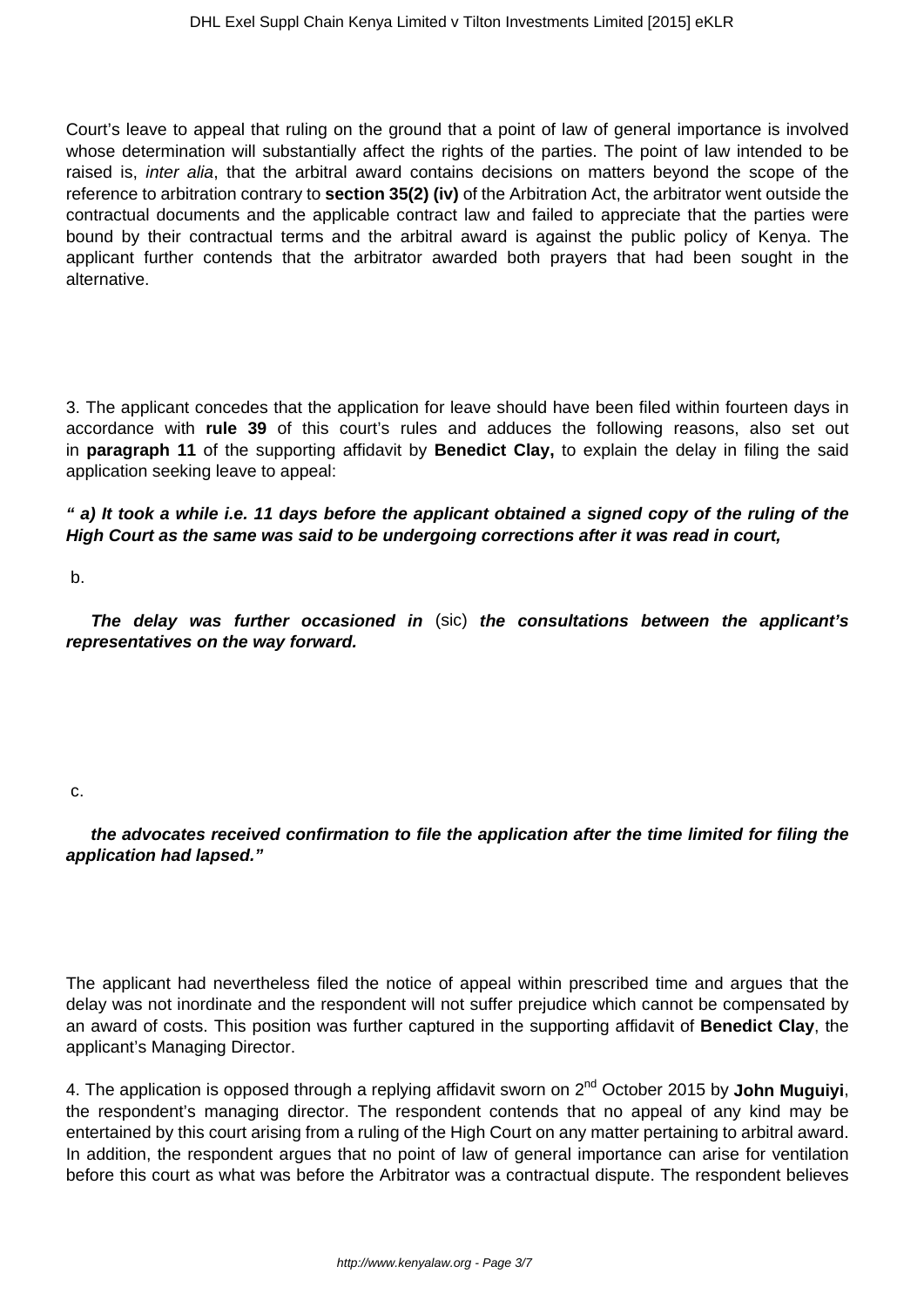Court's leave to appeal that ruling on the ground that a point of law of general importance is involved whose determination will substantially affect the rights of the parties. The point of law intended to be raised is, *inter alia*, that the arbitral award contains decisions on matters beyond the scope of the reference to arbitration contrary to **section 35(2) (iv)** of the Arbitration Act, the arbitrator went outside the contractual documents and the applicable contract law and failed to appreciate that the parties were bound by their contractual terms and the arbitral award is against the public policy of Kenya. The applicant further contends that the arbitrator awarded both prayers that had been sought in the alternative.

3. The applicant concedes that the application for leave should have been filed within fourteen days in accordance with **rule 39** of this court's rules and adduces the following reasons, also set out in **paragraph 11** of the supporting affidavit by **Benedict Clay,** to explain the delay in filing the said application seeking leave to appeal:

***" a) It took a while i.e. 11 days before the applicant obtained a signed copy of the ruling of the High Court as the same was said to be undergoing corrections after it was read in court,***

b.

***The delay was further occasioned in*** (sic) ***the consultations between the applicant's representatives on the way forward.***

c.

***the advocates received confirmation to file the application after the time limited for filing the application had lapsed."***

The applicant had nevertheless filed the notice of appeal within prescribed time and argues that the delay was not inordinate and the respondent will not suffer prejudice which cannot be compensated by an award of costs. This position was further captured in the supporting affidavit of **Benedict Clay**, the applicant's Managing Director.

4. The application is opposed through a replying affidavit sworn on 2nd October 2015 by **John Muguiyi**, the respondent's managing director. The respondent contends that no appeal of any kind may be entertained by this court arising from a ruling of the High Court on any matter pertaining to arbitral award. In addition, the respondent argues that no point of law of general importance can arise for ventilation before this court as what was before the Arbitrator was a contractual dispute. The respondent believes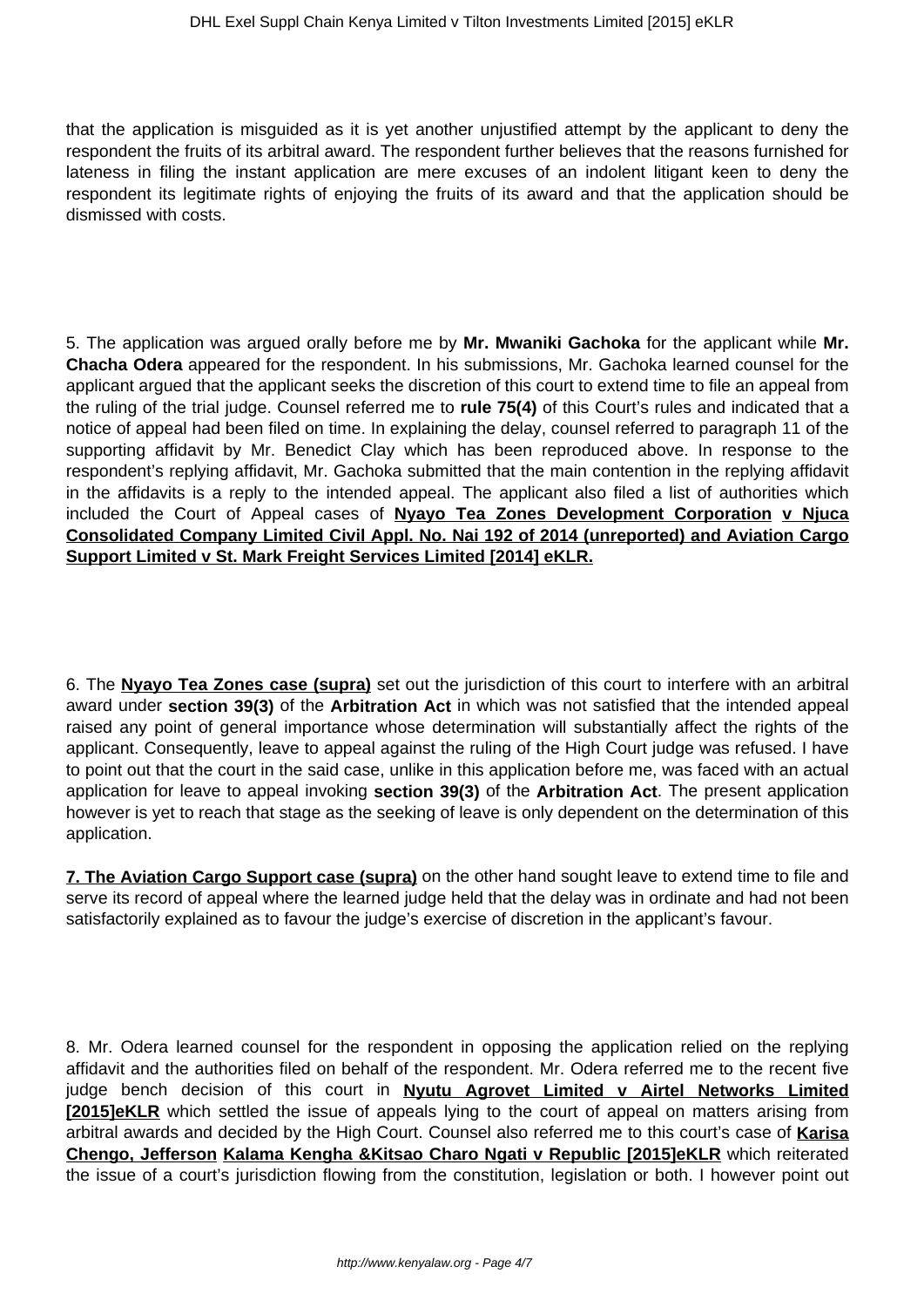that the application is misguided as it is yet another unjustified attempt by the applicant to deny the respondent the fruits of its arbitral award. The respondent further believes that the reasons furnished for lateness in filing the instant application are mere excuses of an indolent litigant keen to deny the respondent its legitimate rights of enjoying the fruits of its award and that the application should be dismissed with costs.

5. The application was argued orally before me by **Mr. Mwaniki Gachoka** for the applicant while **Mr. Chacha Odera** appeared for the respondent. In his submissions, Mr. Gachoka learned counsel for the applicant argued that the applicant seeks the discretion of this court to extend time to file an appeal from the ruling of the trial judge. Counsel referred me to **rule 75(4)** of this Court's rules and indicated that a notice of appeal had been filed on time. In explaining the delay, counsel referred to paragraph 11 of the supporting affidavit by Mr. Benedict Clay which has been reproduced above. In response to the respondent's replying affidavit, Mr. Gachoka submitted that the main contention in the replying affidavit in the affidavits is a reply to the intended appeal. The applicant also filed a list of authorities which included the Court of Appeal cases of **Nyayo Tea Zones Development Corporation v Njuca Consolidated Company Limited Civil Appl. No. Nai 192 of 2014 (unreported) and Aviation Cargo Support Limited v St. Mark Freight Services Limited [2014] eKLR.**

6. The **Nyayo Tea Zones case (supra)** set out the jurisdiction of this court to interfere with an arbitral award under **section 39(3)** of the **Arbitration Act** in which was not satisfied that the intended appeal raised any point of general importance whose determination will substantially affect the rights of the applicant. Consequently, leave to appeal against the ruling of the High Court judge was refused. I have to point out that the court in the said case, unlike in this application before me, was faced with an actual application for leave to appeal invoking **section 39(3)** of the **Arbitration Act**. The present application however is yet to reach that stage as the seeking of leave is only dependent on the determination of this application.

**7. The Aviation Cargo Support case (supra)** on the other hand sought leave to extend time to file and serve its record of appeal where the learned judge held that the delay was in ordinate and had not been satisfactorily explained as to favour the judge's exercise of discretion in the applicant's favour.

8. Mr. Odera learned counsel for the respondent in opposing the application relied on the replying affidavit and the authorities filed on behalf of the respondent. Mr. Odera referred me to the recent five judge bench decision of this court in **Nyutu Agrovet Limited v Airtel Networks Limited [2015]eKLR** which settled the issue of appeals lying to the court of appeal on matters arising from arbitral awards and decided by the High Court. Counsel also referred me to this court's case of **Karisa Chengo, Jefferson Kalama Kengha &Kitsao Charo Ngati v Republic [2015]eKLR** which reiterated the issue of a court's jurisdiction flowing from the constitution, legislation or both. I however point out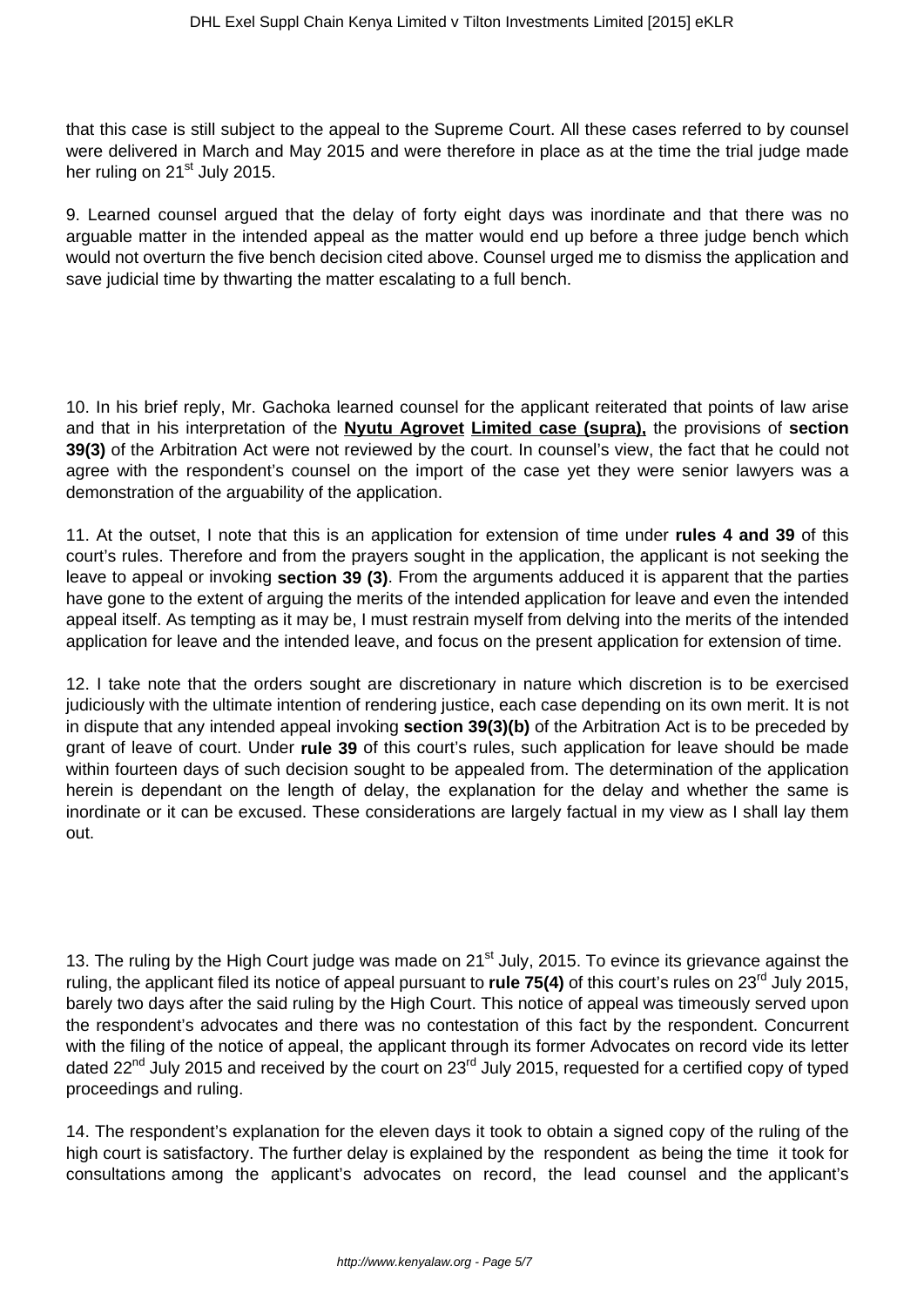that this case is still subject to the appeal to the Supreme Court. All these cases referred to by counsel were delivered in March and May 2015 and were therefore in place as at the time the trial judge made her ruling on 21st July 2015.

9. Learned counsel argued that the delay of forty eight days was inordinate and that there was no arguable matter in the intended appeal as the matter would end up before a three judge bench which would not overturn the five bench decision cited above. Counsel urged me to dismiss the application and save judicial time by thwarting the matter escalating to a full bench.

10. In his brief reply, Mr. Gachoka learned counsel for the applicant reiterated that points of law arise and that in his interpretation of the **Nyutu Agrovet Limited case (supra),** the provisions of **section 39(3)** of the Arbitration Act were not reviewed by the court. In counsel's view, the fact that he could not agree with the respondent's counsel on the import of the case yet they were senior lawyers was a demonstration of the arguability of the application.

11. At the outset, I note that this is an application for extension of time under **rules 4 and 39** of this court's rules. Therefore and from the prayers sought in the application, the applicant is not seeking the leave to appeal or invoking **section 39 (3)**. From the arguments adduced it is apparent that the parties have gone to the extent of arguing the merits of the intended application for leave and even the intended appeal itself. As tempting as it may be, I must restrain myself from delving into the merits of the intended application for leave and the intended leave, and focus on the present application for extension of time.

12. I take note that the orders sought are discretionary in nature which discretion is to be exercised judiciously with the ultimate intention of rendering justice, each case depending on its own merit. It is not in dispute that any intended appeal invoking **section 39(3)(b)** of the Arbitration Act is to be preceded by grant of leave of court. Under **rule 39** of this court's rules, such application for leave should be made within fourteen days of such decision sought to be appealed from. The determination of the application herein is dependant on the length of delay, the explanation for the delay and whether the same is inordinate or it can be excused. These considerations are largely factual in my view as I shall lay them out.

13. The ruling by the High Court judge was made on 21st July, 2015. To evince its grievance against the ruling, the applicant filed its notice of appeal pursuant to **rule 75(4)** of this court's rules on 23rd July 2015, barely two days after the said ruling by the High Court. This notice of appeal was timeously served upon the respondent's advocates and there was no contestation of this fact by the respondent. Concurrent with the filing of the notice of appeal, the applicant through its former Advocates on record vide its letter dated 22nd July 2015 and received by the court on 23rd July 2015, requested for a certified copy of typed proceedings and ruling.

14. The respondent's explanation for the eleven days it took to obtain a signed copy of the ruling of the high court is satisfactory. The further delay is explained by the respondent as being the time it took for consultations among the applicant's advocates on record, the lead counsel and the applicant's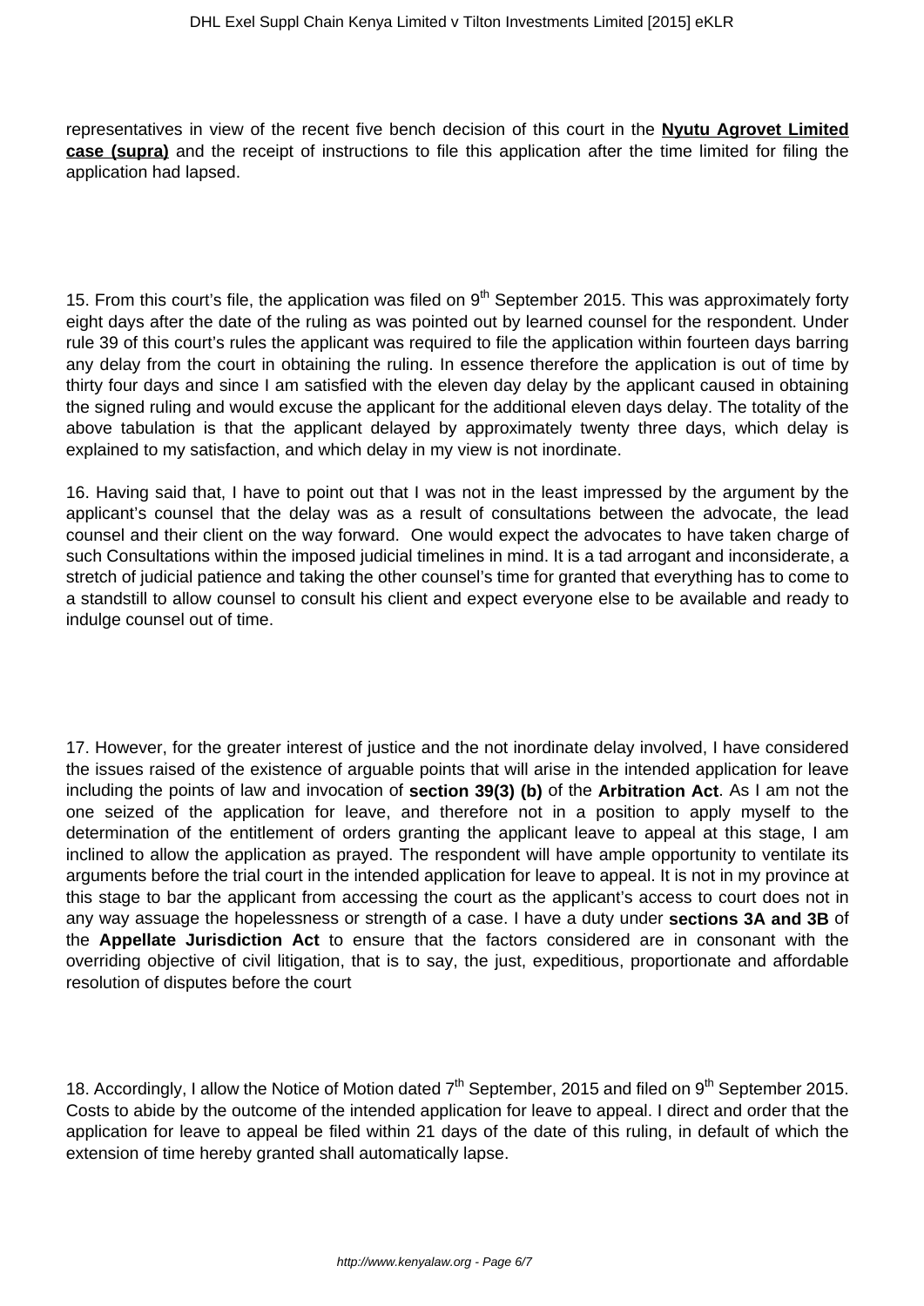representatives in view of the recent five bench decision of this court in the **Nyutu Agrovet Limited case (supra)** and the receipt of instructions to file this application after the time limited for filing the application had lapsed.

15. From this court's file, the application was filed on 9th September 2015. This was approximately forty eight days after the date of the ruling as was pointed out by learned counsel for the respondent. Under rule 39 of this court's rules the applicant was required to file the application within fourteen days barring any delay from the court in obtaining the ruling. In essence therefore the application is out of time by thirty four days and since I am satisfied with the eleven day delay by the applicant caused in obtaining the signed ruling and would excuse the applicant for the additional eleven days delay. The totality of the above tabulation is that the applicant delayed by approximately twenty three days, which delay is explained to my satisfaction, and which delay in my view is not inordinate.

16. Having said that, I have to point out that I was not in the least impressed by the argument by the applicant's counsel that the delay was as a result of consultations between the advocate, the lead counsel and their client on the way forward. One would expect the advocates to have taken charge of such Consultations within the imposed judicial timelines in mind. It is a tad arrogant and inconsiderate, a stretch of judicial patience and taking the other counsel's time for granted that everything has to come to a standstill to allow counsel to consult his client and expect everyone else to be available and ready to indulge counsel out of time.

17. However, for the greater interest of justice and the not inordinate delay involved, I have considered the issues raised of the existence of arguable points that will arise in the intended application for leave including the points of law and invocation of **section 39(3) (b)** of the **Arbitration Act**. As I am not the one seized of the application for leave, and therefore not in a position to apply myself to the determination of the entitlement of orders granting the applicant leave to appeal at this stage, I am inclined to allow the application as prayed. The respondent will have ample opportunity to ventilate its arguments before the trial court in the intended application for leave to appeal. It is not in my province at this stage to bar the applicant from accessing the court as the applicant's access to court does not in any way assuage the hopelessness or strength of a case. I have a duty under **sections 3A and 3B** of the **Appellate Jurisdiction Act** to ensure that the factors considered are in consonant with the overriding objective of civil litigation, that is to say, the just, expeditious, proportionate and affordable resolution of disputes before the court

18. Accordingly, I allow the Notice of Motion dated 7th September, 2015 and filed on 9th September 2015. Costs to abide by the outcome of the intended application for leave to appeal. I direct and order that the application for leave to appeal be filed within 21 days of the date of this ruling, in default of which the extension of time hereby granted shall automatically lapse.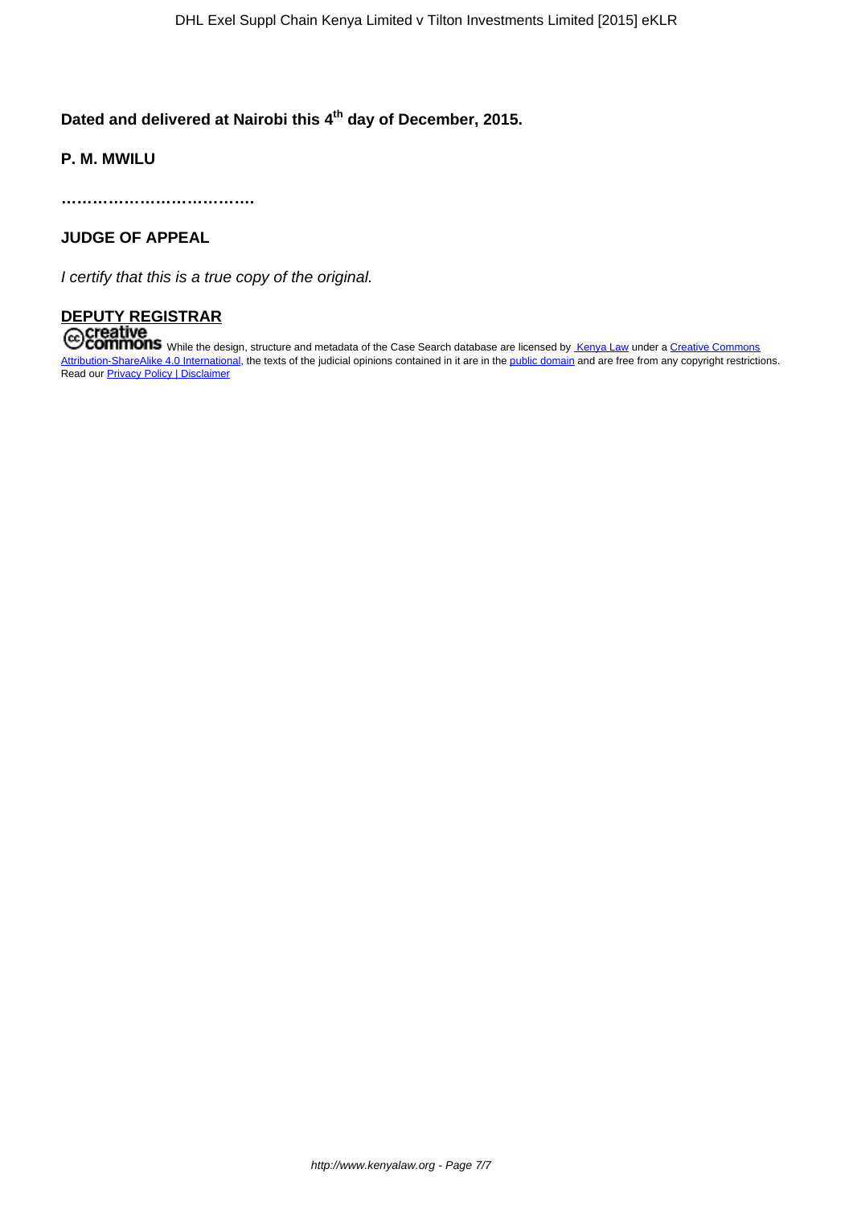**Dated and delivered at Nairobi this 4th day of December, 2015.**

**P. M. MWILU**

**……………………………….**

**JUDGE OF APPEAL**

*I certify that this is a true copy of the original.*

**DEPUTY REGISTRAR**

While the design, structure and metadata of the Case Search database are licensed by Kenya Law under a Creative Commons Attribution-ShareAlike 4.0 International, the texts of the judicial opinions contained in it are in the public domain and are free from any copyright restrictions. Read our Privacy Policy | Disclaimer